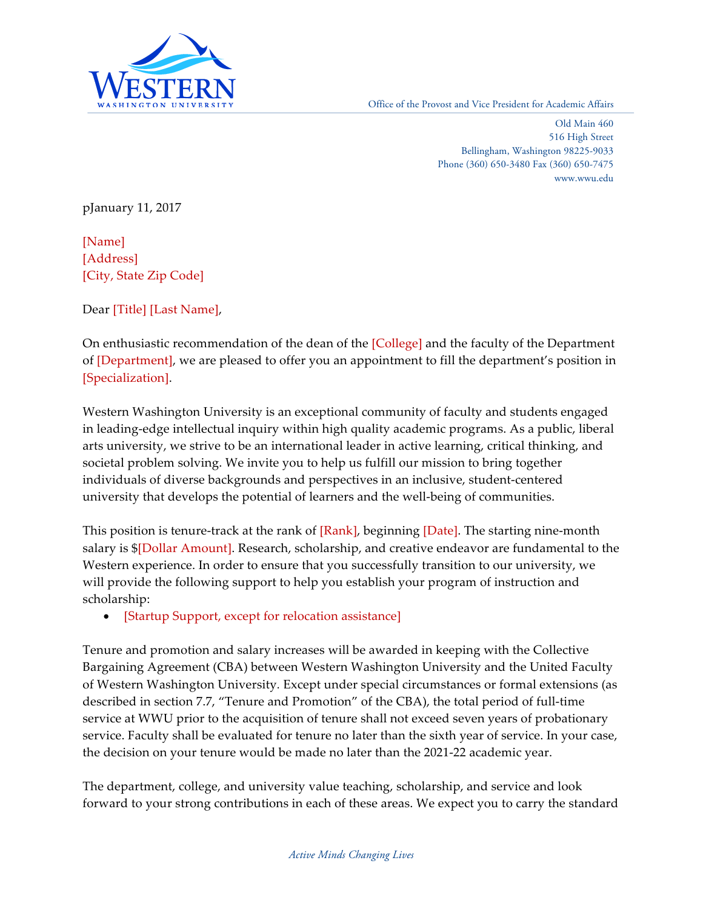Western Washington University

Office of the Provost and Vice President for Academic Affairs

Old Main 460
516 High Street
Bellingham, Washington 98225-9033
Phone (360) 650-3480 Fax (360) 650-7475
www.wwu.edu

pJanuary 11, 2017

[Name]
[Address]
[City, State Zip Code]

Dear [Title] [Last Name],

On enthusiastic recommendation of the dean of the [College] and the faculty of the Department of [Department], we are pleased to offer you an appointment to fill the department's position in [Specialization].

Western Washington University is an exceptional community of faculty and students engaged in leading-edge intellectual inquiry within high quality academic programs. As a public, liberal arts university, we strive to be an international leader in active learning, critical thinking, and societal problem solving. We invite you to help us fulfill our mission to bring together individuals of diverse backgrounds and perspectives in an inclusive, student-centered university that develops the potential of learners and the well-being of communities.

This position is tenure-track at the rank of [Rank], beginning [Date]. The starting nine-month salary is $[Dollar Amount]. Research, scholarship, and creative endeavor are fundamental to the Western experience. In order to ensure that you successfully transition to our university, we will provide the following support to help you establish your program of instruction and scholarship:

- [Startup Support, except for relocation assistance]

Tenure and promotion and salary increases will be awarded in keeping with the Collective Bargaining Agreement (CBA) between Western Washington University and the United Faculty of Western Washington University. Except under special circumstances or formal extensions (as described in section 7.7, "Tenure and Promotion" of the CBA), the total period of full-time service at WWU prior to the acquisition of tenure shall not exceed seven years of probationary service. Faculty shall be evaluated for tenure no later than the sixth year of service. In your case, the decision on your tenure would be made no later than the 2021-22 academic year.

The department, college, and university value teaching, scholarship, and service and look forward to your strong contributions in each of these areas. We expect you to carry the standard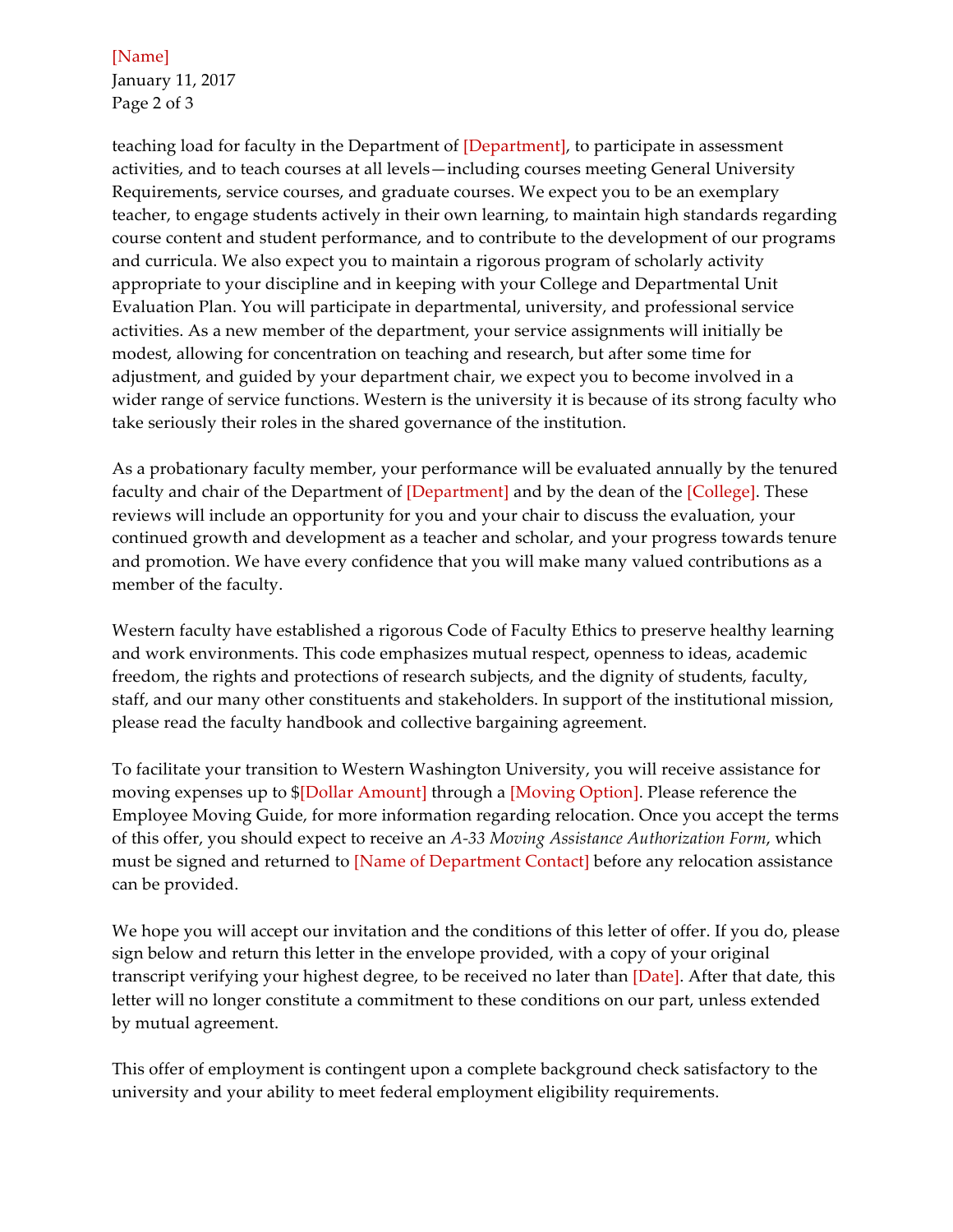teaching load for faculty in the Department of [Department], to participate in assessment activities, and to teach courses at all levels—including courses meeting General University Requirements, service courses, and graduate courses. We expect you to be an exemplary teacher, to engage students actively in their own learning, to maintain high standards regarding course content and student performance, and to contribute to the development of our programs and curricula. We also expect you to maintain a rigorous program of scholarly activity appropriate to your discipline and in keeping with your College and Departmental Unit Evaluation Plan. You will participate in departmental, university, and professional service activities. As a new member of the department, your service assignments will initially be modest, allowing for concentration on teaching and research, but after some time for adjustment, and guided by your department chair, we expect you to become involved in a wider range of service functions. Western is the university it is because of its strong faculty who take seriously their roles in the shared governance of the institution.

As a probationary faculty member, your performance will be evaluated annually by the tenured faculty and chair of the Department of [Department] and by the dean of the [College]. These reviews will include an opportunity for you and your chair to discuss the evaluation, your continued growth and development as a teacher and scholar, and your progress towards tenure and promotion. We have every confidence that you will make many valued contributions as a member of the faculty.

Western faculty have established a rigorous Code of Faculty Ethics to preserve healthy learning and work environments. This code emphasizes mutual respect, openness to ideas, academic freedom, the rights and protections of research subjects, and the dignity of students, faculty, staff, and our many other constituents and stakeholders. In support of the institutional mission, please read the faculty handbook and collective bargaining agreement.

To facilitate your transition to Western Washington University, you will receive assistance for moving expenses up to $[Dollar Amount] through a [Moving Option]. Please reference the Employee Moving Guide, for more information regarding relocation. Once you accept the terms of this offer, you should expect to receive an *A-33 Moving Assistance Authorization Form*, which must be signed and returned to [Name of Department Contact] before any relocation assistance can be provided.

We hope you will accept our invitation and the conditions of this letter of offer. If you do, please sign below and return this letter in the envelope provided, with a copy of your original transcript verifying your highest degree, to be received no later than [Date]. After that date, this letter will no longer constitute a commitment to these conditions on our part, unless extended by mutual agreement.

This offer of employment is contingent upon a complete background check satisfactory to the university and your ability to meet federal employment eligibility requirements.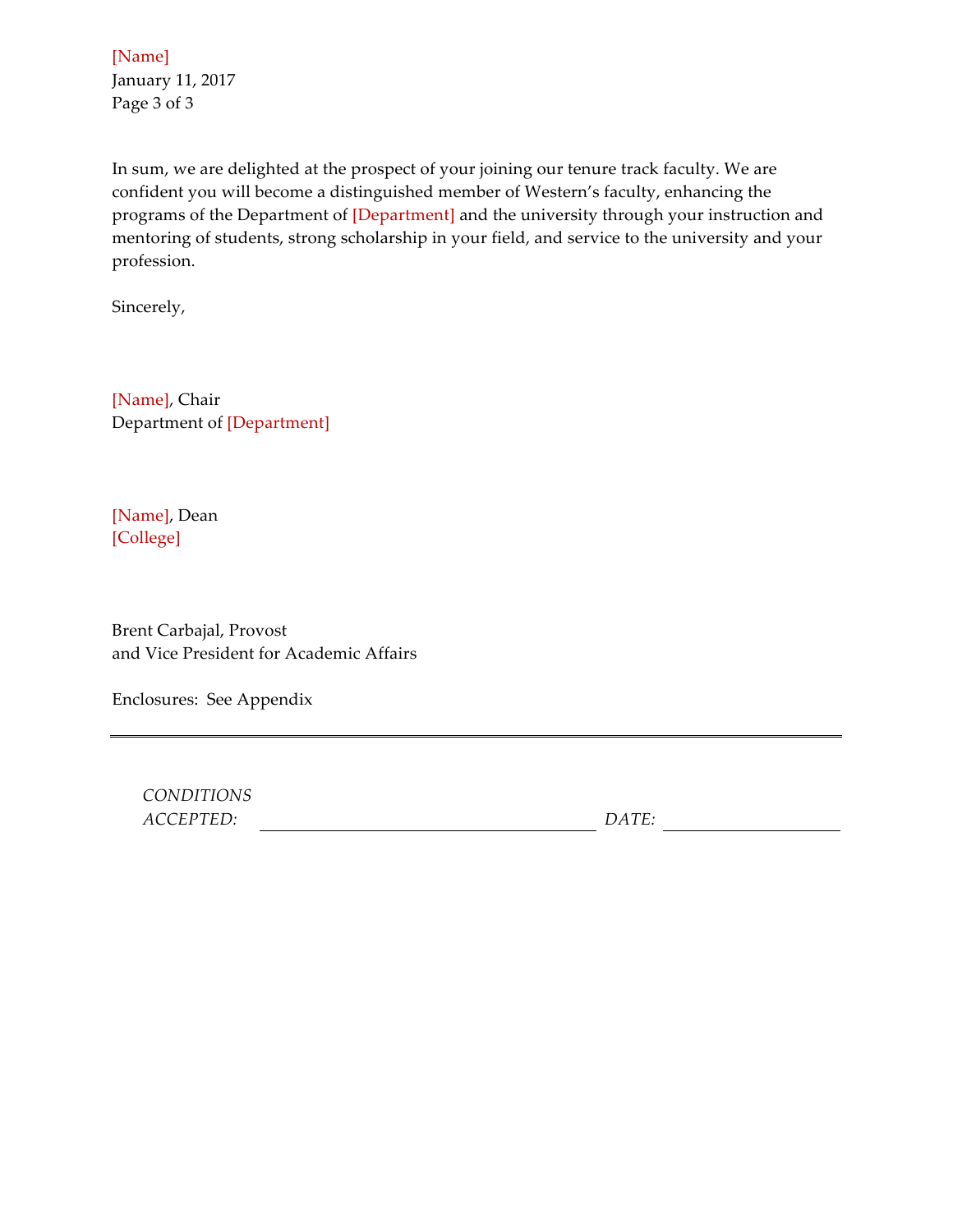In sum, we are delighted at the prospect of your joining our tenure track faculty. We are confident you will become a distinguished member of Western's faculty, enhancing the programs of the Department of [Department] and the university through your instruction and mentoring of students, strong scholarship in your field, and service to the university and your profession.

Sincerely,

[Name], Chair
Department of [Department]

[Name], Dean
[College]

Brent Carbajal, Provost
and Vice President for Academic Affairs

Enclosures: See Appendix

---

*CONDITIONS*
*ACCEPTED:* ______________________________ *DATE:* ________________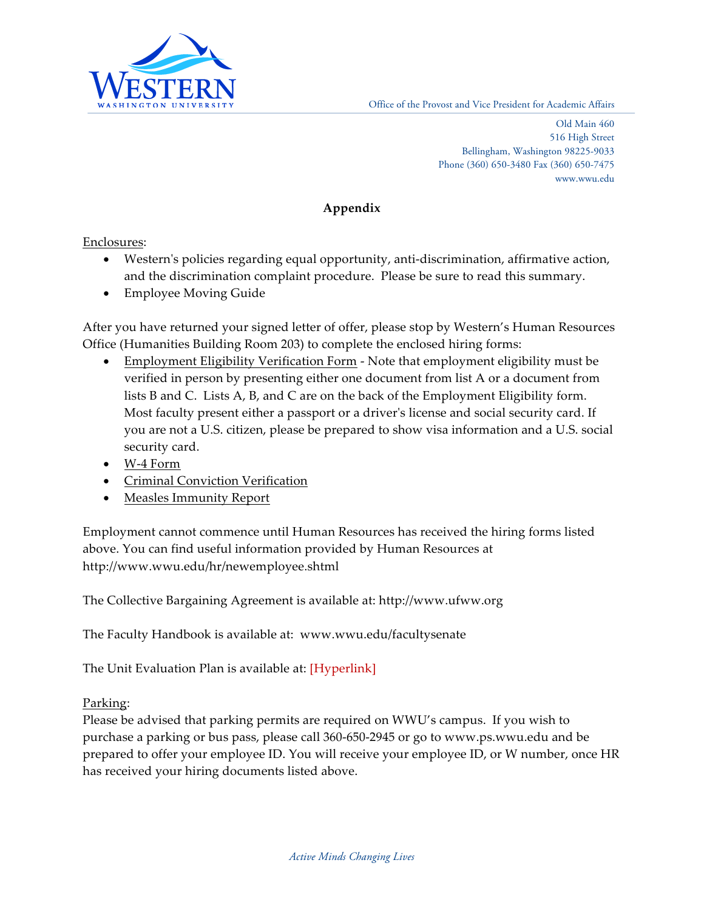Office of the Provost and Vice President for Academic Affairs

Old Main 460
516 High Street
Bellingham, Washington 98225-9033
Phone (360) 650-3480 Fax (360) 650-7475
www.wwu.edu

## Appendix

Enclosures:

- Western's policies regarding equal opportunity, anti-discrimination, affirmative action, and the discrimination complaint procedure. Please be sure to read this summary.
- Employee Moving Guide

After you have returned your signed letter of offer, please stop by Western's Human Resources Office (Humanities Building Room 203) to complete the enclosed hiring forms:

- Employment Eligibility Verification Form - Note that employment eligibility must be verified in person by presenting either one document from list A or a document from lists B and C. Lists A, B, and C are on the back of the Employment Eligibility form. Most faculty present either a passport or a driver's license and social security card. If you are not a U.S. citizen, please be prepared to show visa information and a U.S. social security card.
- W-4 Form
- Criminal Conviction Verification
- Measles Immunity Report

Employment cannot commence until Human Resources has received the hiring forms listed above. You can find useful information provided by Human Resources at http://www.wwu.edu/hr/newemployee.shtml

The Collective Bargaining Agreement is available at: http://www.ufww.org

The Faculty Handbook is available at: www.wwu.edu/facultysenate

The Unit Evaluation Plan is available at: [Hyperlink]

Parking:
Please be advised that parking permits are required on WWU's campus. If you wish to purchase a parking or bus pass, please call 360-650-2945 or go to www.ps.wwu.edu and be prepared to offer your employee ID. You will receive your employee ID, or W number, once HR has received your hiring documents listed above.

*Active Minds Changing Lives*